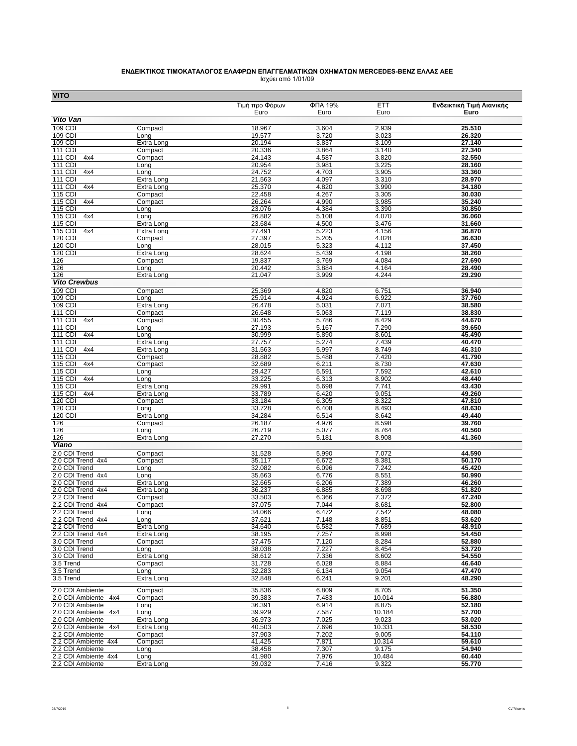**ΕΝΔΕΙΚΤΙΚΟΣ ΤΙΜΟΚΑΤΑΛΟΓΟΣ ΕΛΑΦΡΩΝ ΕΠΑΓΓΕΛΜΑΤΙΚΩΝ ΟΧΗΜΑΤΩΝ MERCEDES-BENZ ΕΛΛΑΣ ΑΕΕ**

Ισχύει από 1/01/09

| VITO | | Τιμή προ Φόρων Euro | ΦΠΑ 19% Euro | ΕΤΤ Euro | Ενδεικτική Τιμή Λιανικής Euro |
|---|---|---|---|---|---|
| ***Vito Van*** | | | | | |
| 109 CDI | Compact | 18.967 | 3.604 | 2.939 | **25.510** |
| 109 CDI | Long | 19.577 | 3.720 | 3.023 | **26.320** |
| 109 CDI | Extra Long | 20.194 | 3.837 | 3.109 | **27.140** |
| 111 CDI | Compact | 20.336 | 3.864 | 3.140 | **27.340** |
| 111 CDI 4x4 | Compact | 24.143 | 4.587 | 3.820 | **32.550** |
| 111 CDI | Long | 20.954 | 3.981 | 3.225 | **28.160** |
| 111 CDI 4x4 | Long | 24.752 | 4.703 | 3.905 | **33.360** |
| 111 CDI | Extra Long | 21.563 | 4.097 | 3.310 | **28.970** |
| 111 CDI 4x4 | Extra Long | 25.370 | 4.820 | 3.990 | **34.180** |
| 115 CDI | Compact | 22.458 | 4.267 | 3.305 | **30.030** |
| 115 CDI 4x4 | Compact | 26.264 | 4.990 | 3.985 | **35.240** |
| 115 CDI | Long | 23.076 | 4.384 | 3.390 | **30.850** |
| 115 CDI 4x4 | Long | 26.882 | 5.108 | 4.070 | **36.060** |
| 115 CDI | Extra Long | 23.684 | 4.500 | 3.476 | **31.660** |
| 115 CDI 4x4 | Extra Long | 27.491 | 5.223 | 4.156 | **36.870** |
| 120 CDI | Compact | 27.397 | 5.205 | 4.028 | **36.630** |
| 120 CDI | Long | 28.015 | 5.323 | 4.112 | **37.450** |
| 120 CDI | Extra Long | 28.624 | 5.439 | 4.198 | **38.260** |
| 126 | Compact | 19.837 | 3.769 | 4.084 | **27.690** |
| 126 | Long | 20.442 | 3.884 | 4.164 | **28.490** |
| 126 | Extra Long | 21.047 | 3.999 | 4.244 | **29.290** |
| ***Vito Crewbus*** | | | | | |
| 109 CDI | Compact | 25.369 | 4.820 | 6.751 | **36.940** |
| 109 CDI | Long | 25.914 | 4.924 | 6.922 | **37.760** |
| 109 CDI | Extra Long | 26.478 | 5.031 | 7.071 | **38.580** |
| 111 CDI | Compact | 26.648 | 5.063 | 7.119 | **38.830** |
| 111 CDI 4x4 | Compact | 30.455 | 5.786 | 8.429 | **44.670** |
| 111 CDI | Long | 27.193 | 5.167 | 7.290 | **39.650** |
| 111 CDI 4x4 | Long | 30.999 | 5.890 | 8.601 | **45.490** |
| 111 CDI | Extra Long | 27.757 | 5.274 | 7.439 | **40.470** |
| 111 CDI 4x4 | Extra Long | 31.563 | 5.997 | 8.749 | **46.310** |
| 115 CDI | Compact | 28.882 | 5.488 | 7.420 | **41.790** |
| 115 CDI 4x4 | Compact | 32.689 | 6.211 | 8.730 | **47.630** |
| 115 CDI | Long | 29.427 | 5.591 | 7.592 | **42.610** |
| 115 CDI 4x4 | Long | 33.225 | 6.313 | 8.902 | **48.440** |
| 115 CDI | Extra Long | 29.991 | 5.698 | 7.741 | **43.430** |
| 115 CDI 4x4 | Extra Long | 33.789 | 6.420 | 9.051 | **49.260** |
| 120 CDI | Compact | 33.184 | 6.305 | 8.322 | **47.810** |
| 120 CDI | Long | 33.728 | 6.408 | 8.493 | **48.630** |
| 120 CDI | Extra Long | 34.284 | 6.514 | 8.642 | **49.440** |
| 126 | Compact | 26.187 | 4.976 | 8.598 | **39.760** |
| 126 | Long | 26.719 | 5.077 | 8.764 | **40.560** |
| 126 | Extra Long | 27.270 | 5.181 | 8.908 | **41.360** |
| ***Viano*** | | | | | |
| 2.0 CDI Trend | Compact | 31.528 | 5.990 | 7.072 | **44.590** |
| 2.0 CDI Trend 4x4 | Compact | 35.117 | 6.672 | 8.381 | **50.170** |
| 2.0 CDI Trend | Long | 32.082 | 6.096 | 7.242 | **45.420** |
| 2.0 CDI Trend 4x4 | Long | 35.663 | 6.776 | 8.551 | **50.990** |
| 2.0 CDI Trend | Extra Long | 32.665 | 6.206 | 7.389 | **46.260** |
| 2.0 CDI Trend 4x4 | Extra Long | 36.237 | 6.885 | 8.698 | **51.820** |
| 2.2 CDI Trend | Compact | 33.503 | 6.366 | 7.372 | **47.240** |
| 2.2 CDI Trend 4x4 | Compact | 37.075 | 7.044 | 8.681 | **52.800** |
| 2.2 CDI Trend | Long | 34.066 | 6.472 | 7.542 | **48.080** |
| 2.2 CDI Trend 4x4 | Long | 37.621 | 7.148 | 8.851 | **53.620** |
| 2.2 CDI Trend | Extra Long | 34.640 | 6.582 | 7.689 | **48.910** |
| 2.2 CDI Trend 4x4 | Extra Long | 38.195 | 7.257 | 8.998 | **54.450** |
| 3.0 CDI Trend | Compact | 37.475 | 7.120 | 8.284 | **52.880** |
| 3.0 CDI Trend | Long | 38.038 | 7.227 | 8.454 | **53.720** |
| 3.0 CDI Trend | Extra Long | 38.612 | 7.336 | 8.602 | **54.550** |
| 3.5 Trend | Compact | 31.728 | 6.028 | 8.884 | **46.640** |
| 3.5 Trend | Long | 32.283 | 6.134 | 9.054 | **47.470** |
| 3.5 Trend | Extra Long | 32.848 | 6.241 | 9.201 | **48.290** |
| | | | | | |
| 2.0 CDI Ambiente | Compact | 35.836 | 6.809 | 8.705 | **51.350** |
| 2.0 CDI Ambiente 4x4 | Compact | 39.383 | 7.483 | 10.014 | **56.880** |
| 2.0 CDI Ambiente | Long | 36.391 | 6.914 | 8.875 | **52.180** |
| 2.0 CDI Ambiente 4x4 | Long | 39.929 | 7.587 | 10.184 | **57.700** |
| 2.0 CDI Ambiente | Extra Long | 36.973 | 7.025 | 9.023 | **53.020** |
| 2.0 CDI Ambiente 4x4 | Extra Long | 40.503 | 7.696 | 10.331 | **58.530** |
| 2.2 CDI Ambiente | Compact | 37.903 | 7.202 | 9.005 | **54.110** |
| 2.2 CDI Ambiente 4x4 | Compact | 41.425 | 7.871 | 10.314 | **59.610** |
| 2.2 CDI Ambiente | Long | 38.458 | 7.307 | 9.175 | **54.940** |
| 2.2 CDI Ambiente 4x4 | Long | 41.980 | 7.976 | 10.484 | **60.440** |
| 2.2 CDI Ambiente | Extra Long | 39.032 | 7.416 | 9.322 | **55.770** |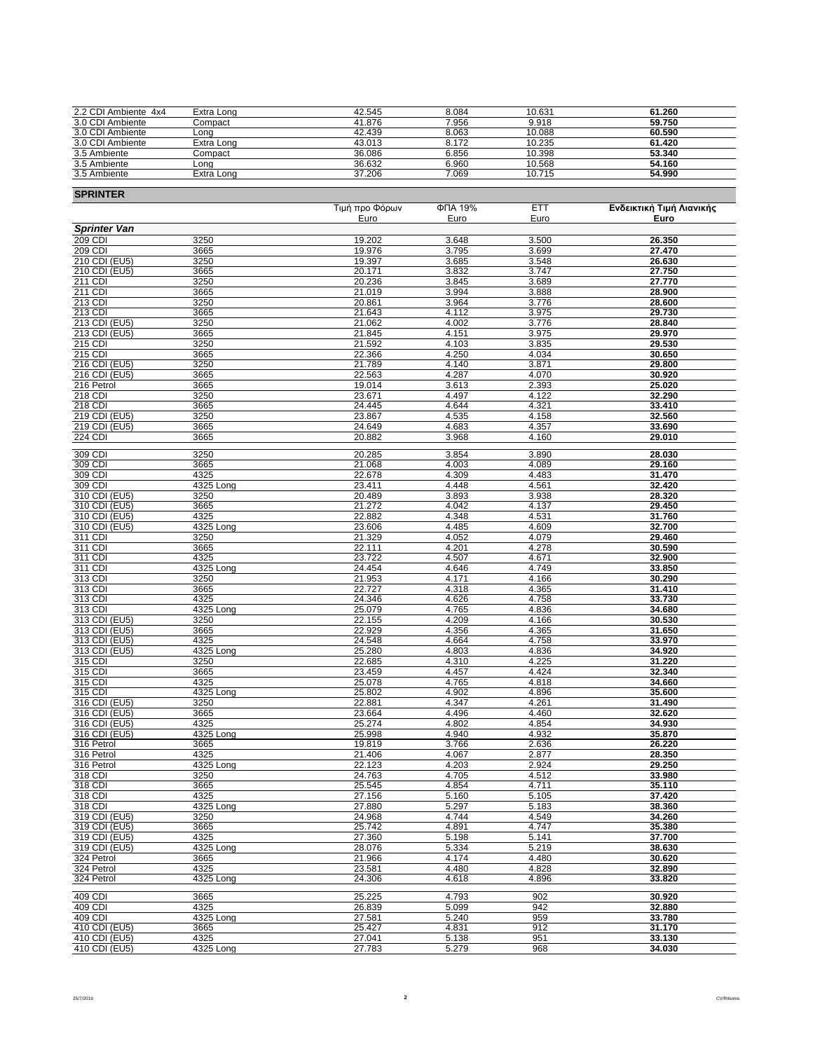| | | | | | |
|---|---|---|---|---|---|
| 2.2 CDI Ambiente 4x4 | Extra Long | 42.545 | 8.084 | 10.631 | **61.260** |
| 3.0 CDI Ambiente | Compact | 41.876 | 7.956 | 9.918 | **59.750** |
| 3.0 CDI Ambiente | Long | 42.439 | 8.063 | 10.088 | **60.590** |
| 3.0 CDI Ambiente | Extra Long | 43.013 | 8.172 | 10.235 | **61.420** |
| 3.5 Ambiente | Compact | 36.086 | 6.856 | 10.398 | **53.340** |
| 3.5 Ambiente | Long | 36.632 | 6.960 | 10.568 | **54.160** |
| 3.5 Ambiente | Extra Long | 37.206 | 7.069 | 10.715 | **54.990** |

## SPRINTER

| | | Τιμή προ Φόρων Euro | ΦΠΑ 19% Euro | ΕΤΤ Euro | **Ενδεικτική Τιμή Λιανικής Euro** |
|---|---|---|---|---|---|
| ***Sprinter Van*** | | | | | |
| 209 CDI | 3250 | 19.202 | 3.648 | 3.500 | **26.350** |
| 209 CDI | 3665 | 19.976 | 3.795 | 3.699 | **27.470** |
| 210 CDI (EU5) | 3250 | 19.397 | 3.685 | 3.548 | **26.630** |
| 210 CDI (EU5) | 3665 | 20.171 | 3.832 | 3.747 | **27.750** |
| 211 CDI | 3250 | 20.236 | 3.845 | 3.689 | **27.770** |
| 211 CDI | 3665 | 21.019 | 3.994 | 3.888 | **28.900** |
| 213 CDI | 3250 | 20.861 | 3.964 | 3.776 | **28.600** |
| 213 CDI | 3665 | 21.643 | 4.112 | 3.975 | **29.730** |
| 213 CDI (EU5) | 3250 | 21.062 | 4.002 | 3.776 | **28.840** |
| 213 CDI (EU5) | 3665 | 21.845 | 4.151 | 3.975 | **29.970** |
| 215 CDI | 3250 | 21.592 | 4.103 | 3.835 | **29.530** |
| 215 CDI | 3665 | 22.366 | 4.250 | 4.034 | **30.650** |
| 216 CDI (EU5) | 3250 | 21.789 | 4.140 | 3.871 | **29.800** |
| 216 CDI (EU5) | 3665 | 22.563 | 4.287 | 4.070 | **30.920** |
| 216 Petrol | 3665 | 19.014 | 3.613 | 2.393 | **25.020** |
| 218 CDI | 3250 | 23.671 | 4.497 | 4.122 | **32.290** |
| 218 CDI | 3665 | 24.445 | 4.644 | 4.321 | **33.410** |
| 219 CDI (EU5) | 3250 | 23.867 | 4.535 | 4.158 | **32.560** |
| 219 CDI (EU5) | 3665 | 24.649 | 4.683 | 4.357 | **33.690** |
| 224 CDI | 3665 | 20.882 | 3.968 | 4.160 | **29.010** |
| | | | | | |
| 309 CDI | 3250 | 20.285 | 3.854 | 3.890 | **28.030** |
| 309 CDI | 3665 | 21.068 | 4.003 | 4.089 | **29.160** |
| 309 CDI | 4325 | 22.678 | 4.309 | 4.483 | **31.470** |
| 309 CDI | 4325 Long | 23.411 | 4.448 | 4.561 | **32.420** |
| 310 CDI (EU5) | 3250 | 20.489 | 3.893 | 3.938 | **28.320** |
| 310 CDI (EU5) | 3665 | 21.272 | 4.042 | 4.137 | **29.450** |
| 310 CDI (EU5) | 4325 | 22.882 | 4.348 | 4.531 | **31.760** |
| 310 CDI (EU5) | 4325 Long | 23.606 | 4.485 | 4.609 | **32.700** |
| 311 CDI | 3250 | 21.329 | 4.052 | 4.079 | **29.460** |
| 311 CDI | 3665 | 22.111 | 4.201 | 4.278 | **30.590** |
| 311 CDI | 4325 | 23.722 | 4.507 | 4.671 | **32.900** |
| 311 CDI | 4325 Long | 24.454 | 4.646 | 4.749 | **33.850** |
| 313 CDI | 3250 | 21.953 | 4.171 | 4.166 | **30.290** |
| 313 CDI | 3665 | 22.727 | 4.318 | 4.365 | **31.410** |
| 313 CDI | 4325 | 24.346 | 4.626 | 4.758 | **33.730** |
| 313 CDI | 4325 Long | 25.079 | 4.765 | 4.836 | **34.680** |
| 313 CDI (EU5) | 3250 | 22.155 | 4.209 | 4.166 | **30.530** |
| 313 CDI (EU5) | 3665 | 22.929 | 4.356 | 4.365 | **31.650** |
| 313 CDI (EU5) | 4325 | 24.548 | 4.664 | 4.758 | **33.970** |
| 313 CDI (EU5) | 4325 Long | 25.280 | 4.803 | 4.836 | **34.920** |
| 315 CDI | 3250 | 22.685 | 4.310 | 4.225 | **31.220** |
| 315 CDI | 3665 | 23.459 | 4.457 | 4.424 | **32.340** |
| 315 CDI | 4325 | 25.078 | 4.765 | 4.818 | **34.660** |
| 315 CDI | 4325 Long | 25.802 | 4.902 | 4.896 | **35.600** |
| 316 CDI (EU5) | 3250 | 22.881 | 4.347 | 4.261 | **31.490** |
| 316 CDI (EU5) | 3665 | 23.664 | 4.496 | 4.460 | **32.620** |
| 316 CDI (EU5) | 4325 | 25.274 | 4.802 | 4.854 | **34.930** |
| 316 CDI (EU5) | 4325 Long | 25.998 | 4.940 | 4.932 | **35.870** |
| 316 Petrol | 3665 | 19.819 | 3.766 | 2.636 | **26.220** |
| 316 Petrol | 4325 | 21.406 | 4.067 | 2.877 | **28.350** |
| 316 Petrol | 4325 Long | 22.123 | 4.203 | 2.924 | **29.250** |
| 318 CDI | 3250 | 24.763 | 4.705 | 4.512 | **33.980** |
| 318 CDI | 3665 | 25.545 | 4.854 | 4.711 | **35.110** |
| 318 CDI | 4325 | 27.156 | 5.160 | 5.105 | **37.420** |
| 318 CDI | 4325 Long | 27.880 | 5.297 | 5.183 | **38.360** |
| 319 CDI (EU5) | 3250 | 24.968 | 4.744 | 4.549 | **34.260** |
| 319 CDI (EU5) | 3665 | 25.742 | 4.891 | 4.747 | **35.380** |
| 319 CDI (EU5) | 4325 | 27.360 | 5.198 | 5.141 | **37.700** |
| 319 CDI (EU5) | 4325 Long | 28.076 | 5.334 | 5.219 | **38.630** |
| 324 Petrol | 3665 | 21.966 | 4.174 | 4.480 | **30.620** |
| 324 Petrol | 4325 | 23.581 | 4.480 | 4.828 | **32.890** |
| 324 Petrol | 4325 Long | 24.306 | 4.618 | 4.896 | **33.820** |
| | | | | | |
| 409 CDI | 3665 | 25.225 | 4.793 | 902 | **30.920** |
| 409 CDI | 4325 | 26.839 | 5.099 | 942 | **32.880** |
| 409 CDI | 4325 Long | 27.581 | 5.240 | 959 | **33.780** |
| 410 CDI (EU5) | 3665 | 25.427 | 4.831 | 912 | **31.170** |
| 410 CDI (EU5) | 4325 | 27.041 | 5.138 | 951 | **33.130** |
| 410 CDI (EU5) | 4325 Long | 27.783 | 5.279 | 968 | **34.030** |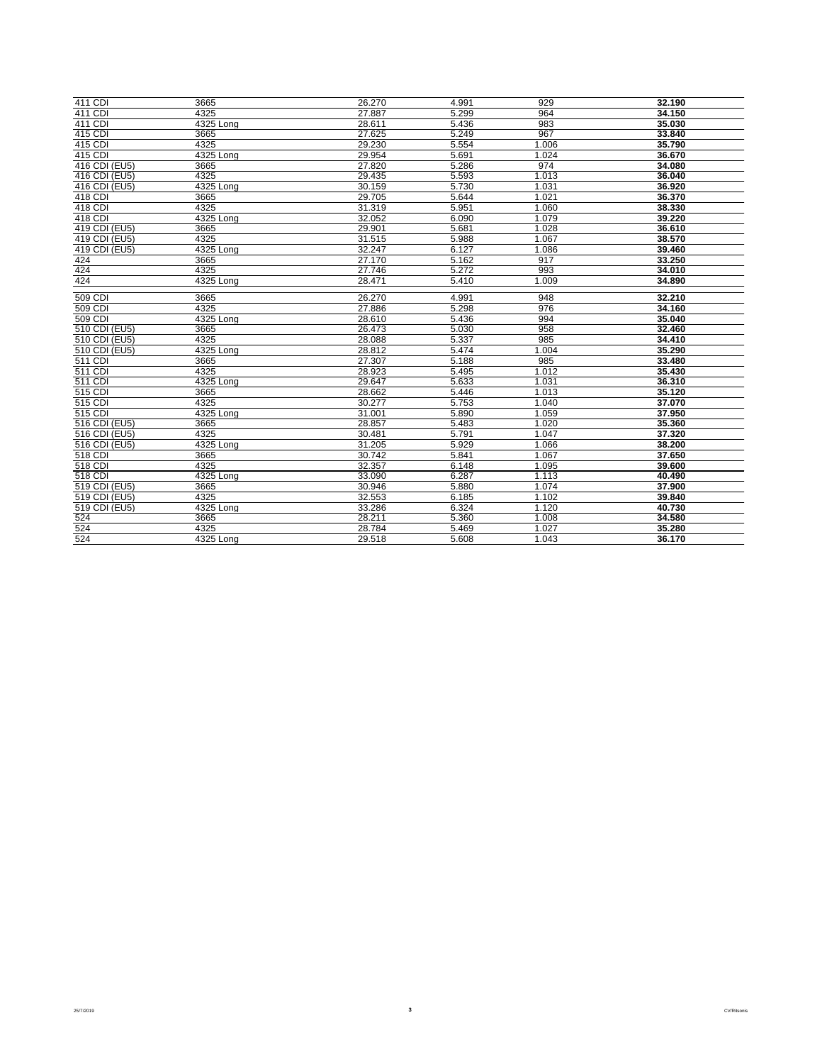| | | | | | |
|---|---|---|---|---|---|
| 411 CDI | 3665 | 26.270 | 4.991 | 929 | **32.190** |
| 411 CDI | 4325 | 27.887 | 5.299 | 964 | **34.150** |
| 411 CDI | 4325 Long | 28.611 | 5.436 | 983 | **35.030** |
| 415 CDI | 3665 | 27.625 | 5.249 | 967 | **33.840** |
| 415 CDI | 4325 | 29.230 | 5.554 | 1.006 | **35.790** |
| 415 CDI | 4325 Long | 29.954 | 5.691 | 1.024 | **36.670** |
| 416 CDI (EU5) | 3665 | 27.820 | 5.286 | 974 | **34.080** |
| 416 CDI (EU5) | 4325 | 29.435 | 5.593 | 1.013 | **36.040** |
| 416 CDI (EU5) | 4325 Long | 30.159 | 5.730 | 1.031 | **36.920** |
| 418 CDI | 3665 | 29.705 | 5.644 | 1.021 | **36.370** |
| 418 CDI | 4325 | 31.319 | 5.951 | 1.060 | **38.330** |
| 418 CDI | 4325 Long | 32.052 | 6.090 | 1.079 | **39.220** |
| 419 CDI (EU5) | 3665 | 29.901 | 5.681 | 1.028 | **36.610** |
| 419 CDI (EU5) | 4325 | 31.515 | 5.988 | 1.067 | **38.570** |
| 419 CDI (EU5) | 4325 Long | 32.247 | 6.127 | 1.086 | **39.460** |
| 424 | 3665 | 27.170 | 5.162 | 917 | **33.250** |
| 424 | 4325 | 27.746 | 5.272 | 993 | **34.010** |
| 424 | 4325 Long | 28.471 | 5.410 | 1.009 | **34.890** |
| 509 CDI | 3665 | 26.270 | 4.991 | 948 | **32.210** |
| 509 CDI | 4325 | 27.886 | 5.298 | 976 | **34.160** |
| 509 CDI | 4325 Long | 28.610 | 5.436 | 994 | **35.040** |
| 510 CDI (EU5) | 3665 | 26.473 | 5.030 | 958 | **32.460** |
| 510 CDI (EU5) | 4325 | 28.088 | 5.337 | 985 | **34.410** |
| 510 CDI (EU5) | 4325 Long | 28.812 | 5.474 | 1.004 | **35.290** |
| 511 CDI | 3665 | 27.307 | 5.188 | 985 | **33.480** |
| 511 CDI | 4325 | 28.923 | 5.495 | 1.012 | **35.430** |
| 511 CDI | 4325 Long | 29.647 | 5.633 | 1.031 | **36.310** |
| 515 CDI | 3665 | 28.662 | 5.446 | 1.013 | **35.120** |
| 515 CDI | 4325 | 30.277 | 5.753 | 1.040 | **37.070** |
| 515 CDI | 4325 Long | 31.001 | 5.890 | 1.059 | **37.950** |
| 516 CDI (EU5) | 3665 | 28.857 | 5.483 | 1.020 | **35.360** |
| 516 CDI (EU5) | 4325 | 30.481 | 5.791 | 1.047 | **37.320** |
| 516 CDI (EU5) | 4325 Long | 31.205 | 5.929 | 1.066 | **38.200** |
| 518 CDI | 3665 | 30.742 | 5.841 | 1.067 | **37.650** |
| 518 CDI | 4325 | 32.357 | 6.148 | 1.095 | **39.600** |
| 518 CDI | 4325 Long | 33.090 | 6.287 | 1.113 | **40.490** |
| 519 CDI (EU5) | 3665 | 30.946 | 5.880 | 1.074 | **37.900** |
| 519 CDI (EU5) | 4325 | 32.553 | 6.185 | 1.102 | **39.840** |
| 519 CDI (EU5) | 4325 Long | 33.286 | 6.324 | 1.120 | **40.730** |
| 524 | 3665 | 28.211 | 5.360 | 1.008 | **34.580** |
| 524 | 4325 | 28.784 | 5.469 | 1.027 | **35.280** |
| 524 | 4325 Long | 29.518 | 5.608 | 1.043 | **36.170** |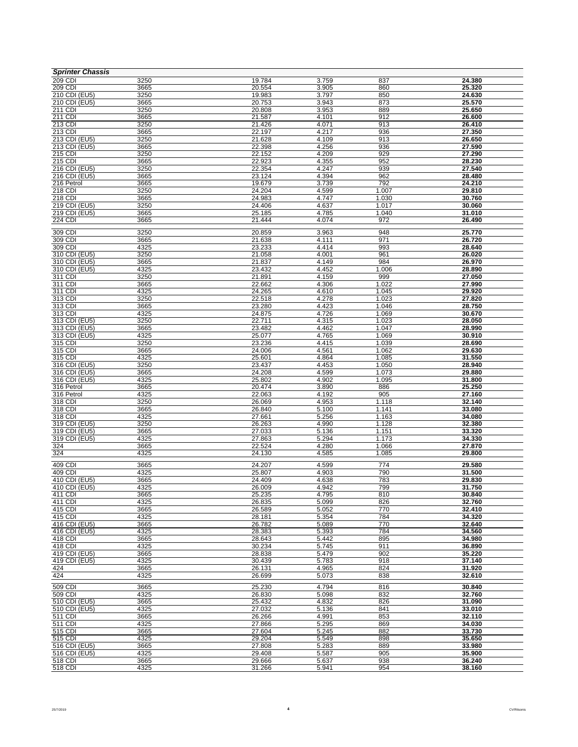| Sprinter Chassis | | | | | |
|---|---|---|---|---|---|
| 209 CDI | 3250 | 19.784 | 3.759 | 837 | **24.380** |
| 209 CDI | 3665 | 20.554 | 3.905 | 860 | **25.320** |
| 210 CDI (EU5) | 3250 | 19.983 | 3.797 | 850 | **24.630** |
| 210 CDI (EU5) | 3665 | 20.753 | 3.943 | 873 | **25.570** |
| 211 CDI | 3250 | 20.808 | 3.953 | 889 | **25.650** |
| 211 CDI | 3665 | 21.587 | 4.101 | 912 | **26.600** |
| 213 CDI | 3250 | 21.426 | 4.071 | 913 | **26.410** |
| 213 CDI | 3665 | 22.197 | 4.217 | 936 | **27.350** |
| 213 CDI (EU5) | 3250 | 21.628 | 4.109 | 913 | **26.650** |
| 213 CDI (EU5) | 3665 | 22.398 | 4.256 | 936 | **27.590** |
| 215 CDI | 3250 | 22.152 | 4.209 | 929 | **27.290** |
| 215 CDI | 3665 | 22.923 | 4.355 | 952 | **28.230** |
| 216 CDI (EU5) | 3250 | 22.354 | 4.247 | 939 | **27.540** |
| 216 CDI (EU5) | 3665 | 23.124 | 4.394 | 962 | **28.480** |
| 216 Petrol | 3665 | 19.679 | 3.739 | 792 | **24.210** |
| 218 CDI | 3250 | 24.204 | 4.599 | 1.007 | **29.810** |
| 218 CDI | 3665 | 24.983 | 4.747 | 1.030 | **30.760** |
| 219 CDI (EU5) | 3250 | 24.406 | 4.637 | 1.017 | **30.060** |
| 219 CDI (EU5) | 3665 | 25.185 | 4.785 | 1.040 | **31.010** |
| 224 CDI | 3665 | 21.444 | 4.074 | 972 | **26.490** |
| 309 CDI | 3250 | 20.859 | 3.963 | 948 | **25.770** |
| 309 CDI | 3665 | 21.638 | 4.111 | 971 | **26.720** |
| 309 CDI | 4325 | 23.233 | 4.414 | 993 | **28.640** |
| 310 CDI (EU5) | 3250 | 21.058 | 4.001 | 961 | **26.020** |
| 310 CDI (EU5) | 3665 | 21.837 | 4.149 | 984 | **26.970** |
| 310 CDI (EU5) | 4325 | 23.432 | 4.452 | 1.006 | **28.890** |
| 311 CDI | 3250 | 21.891 | 4.159 | 999 | **27.050** |
| 311 CDI | 3665 | 22.662 | 4.306 | 1.022 | **27.990** |
| 311 CDI | 4325 | 24.265 | 4.610 | 1.045 | **29.920** |
| 313 CDI | 3250 | 22.518 | 4.278 | 1.023 | **27.820** |
| 313 CDI | 3665 | 23.280 | 4.423 | 1.046 | **28.750** |
| 313 CDI | 4325 | 24.875 | 4.726 | 1.069 | **30.670** |
| 313 CDI (EU5) | 3250 | 22.711 | 4.315 | 1.023 | **28.050** |
| 313 CDI (EU5) | 3665 | 23.482 | 4.462 | 1.047 | **28.990** |
| 313 CDI (EU5) | 4325 | 25.077 | 4.765 | 1.069 | **30.910** |
| 315 CDI | 3250 | 23.236 | 4.415 | 1.039 | **28.690** |
| 315 CDI | 3665 | 24.006 | 4.561 | 1.062 | **29.630** |
| 315 CDI | 4325 | 25.601 | 4.864 | 1.085 | **31.550** |
| 316 CDI (EU5) | 3250 | 23.437 | 4.453 | 1.050 | **28.940** |
| 316 CDI (EU5) | 3665 | 24.208 | 4.599 | 1.073 | **29.880** |
| 316 CDI (EU5) | 4325 | 25.802 | 4.902 | 1.095 | **31.800** |
| 316 Petrol | 3665 | 20.474 | 3.890 | 886 | **25.250** |
| 316 Petrol | 4325 | 22.063 | 4.192 | 905 | **27.160** |
| 318 CDI | 3250 | 26.069 | 4.953 | 1.118 | **32.140** |
| 318 CDI | 3665 | 26.840 | 5.100 | 1.141 | **33.080** |
| 318 CDI | 4325 | 27.661 | 5.256 | 1.163 | **34.080** |
| 319 CDI (EU5) | 3250 | 26.263 | 4.990 | 1.128 | **32.380** |
| 319 CDI (EU5) | 3665 | 27.033 | 5.136 | 1.151 | **33.320** |
| 319 CDI (EU5) | 4325 | 27.863 | 5.294 | 1.173 | **34.330** |
| 324 | 3665 | 22.524 | 4.280 | 1.066 | **27.870** |
| 324 | 4325 | 24.130 | 4.585 | 1.085 | **29.800** |
| 409 CDI | 3665 | 24.207 | 4.599 | 774 | **29.580** |
| 409 CDI | 4325 | 25.807 | 4.903 | 790 | **31.500** |
| 410 CDI (EU5) | 3665 | 24.409 | 4.638 | 783 | **29.830** |
| 410 CDI (EU5) | 4325 | 26.009 | 4.942 | 799 | **31.750** |
| 411 CDI | 3665 | 25.235 | 4.795 | 810 | **30.840** |
| 411 CDI | 4325 | 26.835 | 5.099 | 826 | **32.760** |
| 415 CDI | 3665 | 26.589 | 5.052 | 770 | **32.410** |
| 415 CDI | 4325 | 28.181 | 5.354 | 784 | **34.320** |
| 416 CDI (EU5) | 3665 | 26.782 | 5.089 | 770 | **32.640** |
| 416 CDI (EU5) | 4325 | 28.383 | 5.393 | 784 | **34.560** |
| 418 CDI | 3665 | 28.643 | 5.442 | 895 | **34.980** |
| 418 CDI | 4325 | 30.234 | 5.745 | 911 | **36.890** |
| 419 CDI (EU5) | 3665 | 28.838 | 5.479 | 902 | **35.220** |
| 419 CDI (EU5) | 4325 | 30.439 | 5.783 | 918 | **37.140** |
| 424 | 3665 | 26.131 | 4.965 | 824 | **31.920** |
| 424 | 4325 | 26.699 | 5.073 | 838 | **32.610** |
| 509 CDI | 3665 | 25.230 | 4.794 | 816 | **30.840** |
| 509 CDI | 4325 | 26.830 | 5.098 | 832 | **32.760** |
| 510 CDI (EU5) | 3665 | 25.432 | 4.832 | 826 | **31.090** |
| 510 CDI (EU5) | 4325 | 27.032 | 5.136 | 841 | **33.010** |
| 511 CDI | 3665 | 26.266 | 4.991 | 853 | **32.110** |
| 511 CDI | 4325 | 27.866 | 5.295 | 869 | **34.030** |
| 515 CDI | 3665 | 27.604 | 5.245 | 882 | **33.730** |
| 515 CDI | 4325 | 29.204 | 5.549 | 898 | **35.650** |
| 516 CDI (EU5) | 3665 | 27.808 | 5.283 | 889 | **33.980** |
| 516 CDI (EU5) | 4325 | 29.408 | 5.587 | 905 | **35.900** |
| 518 CDI | 3665 | 29.666 | 5.637 | 938 | **36.240** |
| 518 CDI | 4325 | 31.266 | 5.941 | 954 | **38.160** |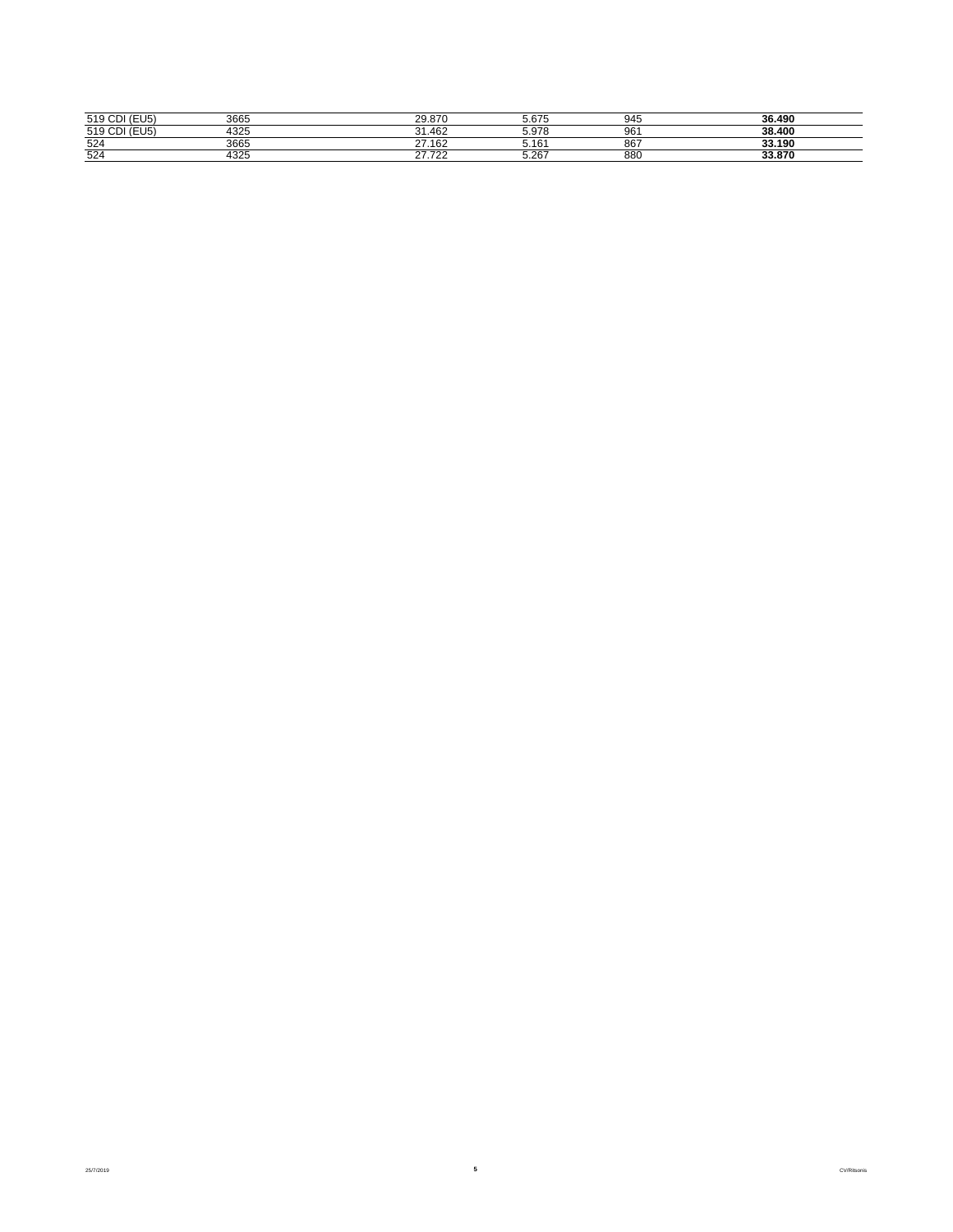| | | | | | |
|---|---|---|---|---|---|
| 519 CDI (EU5) | 3665 | 29.870 | 5.675 | 945 | **36.490** |
| 519 CDI (EU5) | 4325 | 31.462 | 5.978 | 961 | **38.400** |
| 524 | 3665 | 27.162 | 5.161 | 867 | **33.190** |
| 524 | 4325 | 27.722 | 5.267 | 880 | **33.870** |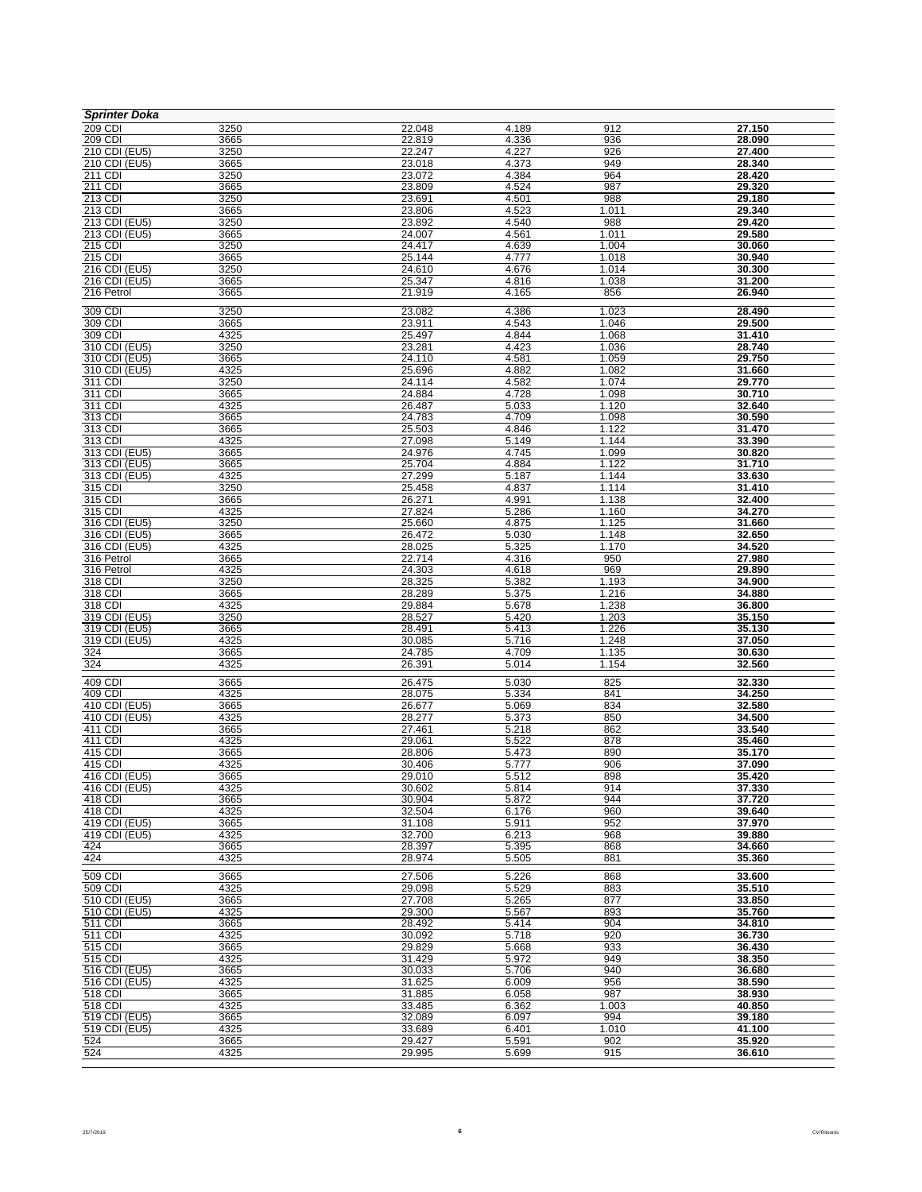| Sprinter Doka | | | | | |
|---|---|---|---|---|---|
| 209 CDI | 3250 | 22.048 | 4.189 | 912 | **27.150** |
| 209 CDI | 3665 | 22.819 | 4.336 | 936 | **28.090** |
| 210 CDI (EU5) | 3250 | 22.247 | 4.227 | 926 | **27.400** |
| 210 CDI (EU5) | 3665 | 23.018 | 4.373 | 949 | **28.340** |
| 211 CDI | 3250 | 23.072 | 4.384 | 964 | **28.420** |
| 211 CDI | 3665 | 23.809 | 4.524 | 987 | **29.320** |
| 213 CDI | 3250 | 23.691 | 4.501 | 988 | **29.180** |
| 213 CDI | 3665 | 23.806 | 4.523 | 1.011 | **29.340** |
| 213 CDI (EU5) | 3250 | 23.892 | 4.540 | 988 | **29.420** |
| 213 CDI (EU5) | 3665 | 24.007 | 4.561 | 1.011 | **29.580** |
| 215 CDI | 3250 | 24.417 | 4.639 | 1.004 | **30.060** |
| 215 CDI | 3665 | 25.144 | 4.777 | 1.018 | **30.940** |
| 216 CDI (EU5) | 3250 | 24.610 | 4.676 | 1.014 | **30.300** |
| 216 CDI (EU5) | 3665 | 25.347 | 4.816 | 1.038 | **31.200** |
| 216 Petrol | 3665 | 21.919 | 4.165 | 856 | **26.940** |
| 309 CDI | 3250 | 23.082 | 4.386 | 1.023 | **28.490** |
| 309 CDI | 3665 | 23.911 | 4.543 | 1.046 | **29.500** |
| 309 CDI | 4325 | 25.497 | 4.844 | 1.068 | **31.410** |
| 310 CDI (EU5) | 3250 | 23.281 | 4.423 | 1.036 | **28.740** |
| 310 CDI (EU5) | 3665 | 24.110 | 4.581 | 1.059 | **29.750** |
| 310 CDI (EU5) | 4325 | 25.696 | 4.882 | 1.082 | **31.660** |
| 311 CDI | 3250 | 24.114 | 4.582 | 1.074 | **29.770** |
| 311 CDI | 3665 | 24.884 | 4.728 | 1.098 | **30.710** |
| 311 CDI | 4325 | 26.487 | 5.033 | 1.120 | **32.640** |
| 313 CDI | 3665 | 24.783 | 4.709 | 1.098 | **30.590** |
| 313 CDI | 3665 | 25.503 | 4.846 | 1.122 | **31.470** |
| 313 CDI | 4325 | 27.098 | 5.149 | 1.144 | **33.390** |
| 313 CDI (EU5) | 3665 | 24.976 | 4.745 | 1.099 | **30.820** |
| 313 CDI (EU5) | 3665 | 25.704 | 4.884 | 1.122 | **31.710** |
| 313 CDI (EU5) | 4325 | 27.299 | 5.187 | 1.144 | **33.630** |
| 315 CDI | 3250 | 25.458 | 4.837 | 1.114 | **31.410** |
| 315 CDI | 3665 | 26.271 | 4.991 | 1.138 | **32.400** |
| 315 CDI | 4325 | 27.824 | 5.286 | 1.160 | **34.270** |
| 316 CDI (EU5) | 3250 | 25.660 | 4.875 | 1.125 | **31.660** |
| 316 CDI (EU5) | 3665 | 26.472 | 5.030 | 1.148 | **32.650** |
| 316 CDI (EU5) | 4325 | 28.025 | 5.325 | 1.170 | **34.520** |
| 316 Petrol | 3665 | 22.714 | 4.316 | 950 | **27.980** |
| 316 Petrol | 4325 | 24.303 | 4.618 | 969 | **29.890** |
| 318 CDI | 3250 | 28.325 | 5.382 | 1.193 | **34.900** |
| 318 CDI | 3665 | 28.289 | 5.375 | 1.216 | **34.880** |
| 318 CDI | 4325 | 29.884 | 5.678 | 1.238 | **36.800** |
| 319 CDI (EU5) | 3250 | 28.527 | 5.420 | 1.203 | **35.150** |
| 319 CDI (EU5) | 3665 | 28.491 | 5.413 | 1.226 | **35.130** |
| 319 CDI (EU5) | 4325 | 30.085 | 5.716 | 1.248 | **37.050** |
| 324 | 3665 | 24.785 | 4.709 | 1.135 | **30.630** |
| 324 | 4325 | 26.391 | 5.014 | 1.154 | **32.560** |
| 409 CDI | 3665 | 26.475 | 5.030 | 825 | **32.330** |
| 409 CDI | 4325 | 28.075 | 5.334 | 841 | **34.250** |
| 410 CDI (EU5) | 3665 | 26.677 | 5.069 | 834 | **32.580** |
| 410 CDI (EU5) | 4325 | 28.277 | 5.373 | 850 | **34.500** |
| 411 CDI | 3665 | 27.461 | 5.218 | 862 | **33.540** |
| 411 CDI | 4325 | 29.061 | 5.522 | 878 | **35.460** |
| 415 CDI | 3665 | 28.806 | 5.473 | 890 | **35.170** |
| 415 CDI | 4325 | 30.406 | 5.777 | 906 | **37.090** |
| 416 CDI (EU5) | 3665 | 29.010 | 5.512 | 898 | **35.420** |
| 416 CDI (EU5) | 4325 | 30.602 | 5.814 | 914 | **37.330** |
| 418 CDI | 3665 | 30.904 | 5.872 | 944 | **37.720** |
| 418 CDI | 4325 | 32.504 | 6.176 | 960 | **39.640** |
| 419 CDI (EU5) | 3665 | 31.108 | 5.911 | 952 | **37.970** |
| 419 CDI (EU5) | 4325 | 32.700 | 6.213 | 968 | **39.880** |
| 424 | 3665 | 28.397 | 5.395 | 868 | **34.660** |
| 424 | 4325 | 28.974 | 5.505 | 881 | **35.360** |
| 509 CDI | 3665 | 27.506 | 5.226 | 868 | **33.600** |
| 509 CDI | 4325 | 29.098 | 5.529 | 883 | **35.510** |
| 510 CDI (EU5) | 3665 | 27.708 | 5.265 | 877 | **33.850** |
| 510 CDI (EU5) | 4325 | 29.300 | 5.567 | 893 | **35.760** |
| 511 CDI | 3665 | 28.492 | 5.414 | 904 | **34.810** |
| 511 CDI | 4325 | 30.092 | 5.718 | 920 | **36.730** |
| 515 CDI | 3665 | 29.829 | 5.668 | 933 | **36.430** |
| 515 CDI | 4325 | 31.429 | 5.972 | 949 | **38.350** |
| 516 CDI (EU5) | 3665 | 30.033 | 5.706 | 940 | **36.680** |
| 516 CDI (EU5) | 4325 | 31.625 | 6.009 | 956 | **38.590** |
| 518 CDI | 3665 | 31.885 | 6.058 | 987 | **38.930** |
| 518 CDI | 4325 | 33.485 | 6.362 | 1.003 | **40.850** |
| 519 CDI (EU5) | 3665 | 32.089 | 6.097 | 994 | **39.180** |
| 519 CDI (EU5) | 4325 | 33.689 | 6.401 | 1.010 | **41.100** |
| 524 | 3665 | 29.427 | 5.591 | 902 | **35.920** |
| 524 | 4325 | 29.995 | 5.699 | 915 | **36.610** |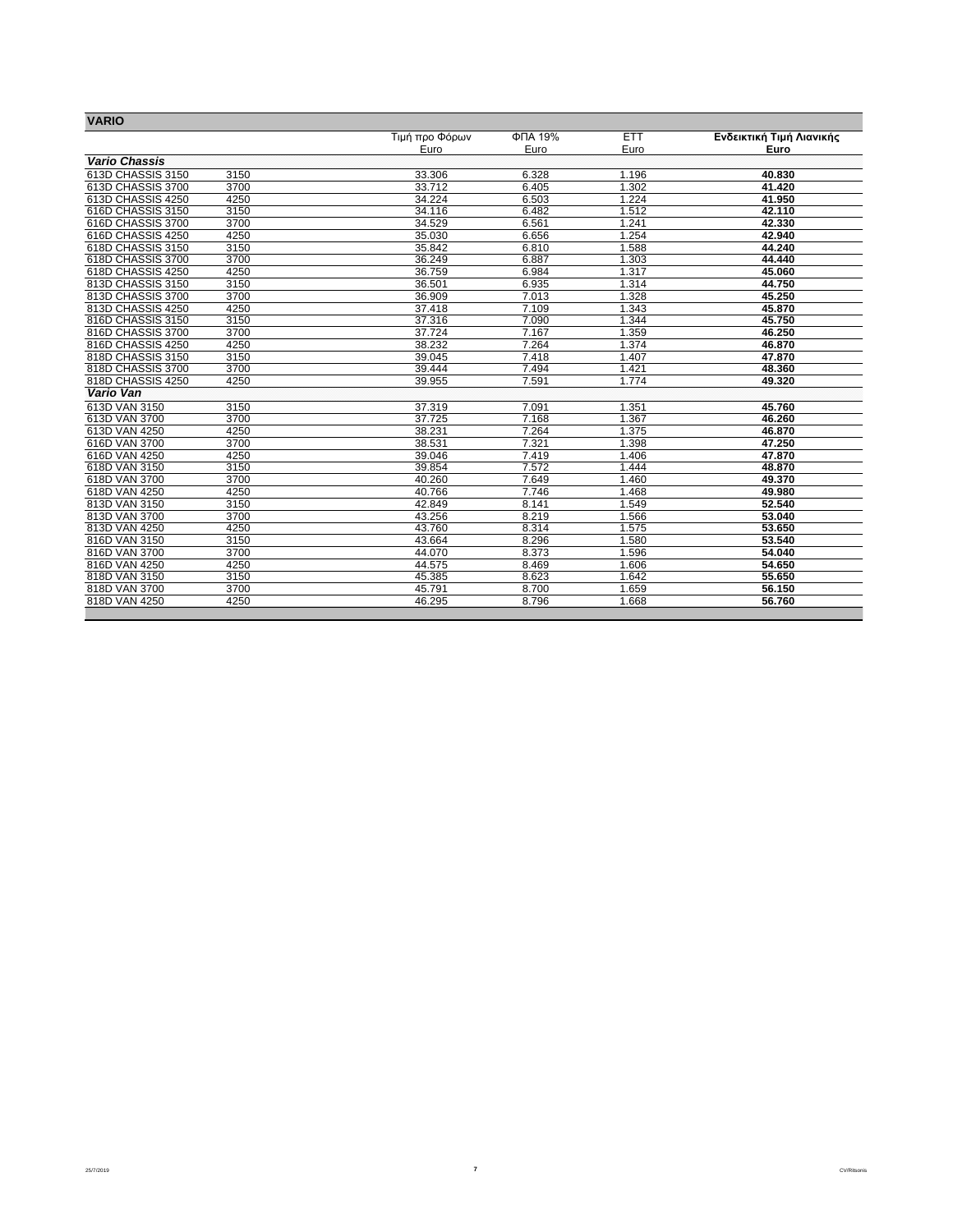| VARIO | | | | | |
|---|---|---|---|---|---|
| | | Τιμή προ Φόρων<br>Euro | ΦΠΑ 19%<br>Euro | ΕΤΤ<br>Euro | **Ενδεικτική Τιμή Λιανικής<br>Euro** |
| ***Vario Chassis*** | | | | | |
| 613D CHASSIS 3150 | 3150 | 33.306 | 6.328 | 1.196 | **40.830** |
| 613D CHASSIS 3700 | 3700 | 33.712 | 6.405 | 1.302 | **41.420** |
| 613D CHASSIS 4250 | 4250 | 34.224 | 6.503 | 1.224 | **41.950** |
| 616D CHASSIS 3150 | 3150 | 34.116 | 6.482 | 1.512 | **42.110** |
| 616D CHASSIS 3700 | 3700 | 34.529 | 6.561 | 1.241 | **42.330** |
| 616D CHASSIS 4250 | 4250 | 35.030 | 6.656 | 1.254 | **42.940** |
| 618D CHASSIS 3150 | 3150 | 35.842 | 6.810 | 1.588 | **44.240** |
| 618D CHASSIS 3700 | 3700 | 36.249 | 6.887 | 1.303 | **44.440** |
| 618D CHASSIS 4250 | 4250 | 36.759 | 6.984 | 1.317 | **45.060** |
| 813D CHASSIS 3150 | 3150 | 36.501 | 6.935 | 1.314 | **44.750** |
| 813D CHASSIS 3700 | 3700 | 36.909 | 7.013 | 1.328 | **45.250** |
| 813D CHASSIS 4250 | 4250 | 37.418 | 7.109 | 1.343 | **45.870** |
| 816D CHASSIS 3150 | 3150 | 37.316 | 7.090 | 1.344 | **45.750** |
| 816D CHASSIS 3700 | 3700 | 37.724 | 7.167 | 1.359 | **46.250** |
| 816D CHASSIS 4250 | 4250 | 38.232 | 7.264 | 1.374 | **46.870** |
| 818D CHASSIS 3150 | 3150 | 39.045 | 7.418 | 1.407 | **47.870** |
| 818D CHASSIS 3700 | 3700 | 39.444 | 7.494 | 1.421 | **48.360** |
| 818D CHASSIS 4250 | 4250 | 39.955 | 7.591 | 1.774 | **49.320** |
| ***Vario Van*** | | | | | |
| 613D VAN 3150 | 3150 | 37.319 | 7.091 | 1.351 | **45.760** |
| 613D VAN 3700 | 3700 | 37.725 | 7.168 | 1.367 | **46.260** |
| 613D VAN 4250 | 4250 | 38.231 | 7.264 | 1.375 | **46.870** |
| 616D VAN 3700 | 3700 | 38.531 | 7.321 | 1.398 | **47.250** |
| 616D VAN 4250 | 4250 | 39.046 | 7.419 | 1.406 | **47.870** |
| 618D VAN 3150 | 3150 | 39.854 | 7.572 | 1.444 | **48.870** |
| 618D VAN 3700 | 3700 | 40.260 | 7.649 | 1.460 | **49.370** |
| 618D VAN 4250 | 4250 | 40.766 | 7.746 | 1.468 | **49.980** |
| 813D VAN 3150 | 3150 | 42.849 | 8.141 | 1.549 | **52.540** |
| 813D VAN 3700 | 3700 | 43.256 | 8.219 | 1.566 | **53.040** |
| 813D VAN 4250 | 4250 | 43.760 | 8.314 | 1.575 | **53.650** |
| 816D VAN 3150 | 3150 | 43.664 | 8.296 | 1.580 | **53.540** |
| 816D VAN 3700 | 3700 | 44.070 | 8.373 | 1.596 | **54.040** |
| 816D VAN 4250 | 4250 | 44.575 | 8.469 | 1.606 | **54.650** |
| 818D VAN 3150 | 3150 | 45.385 | 8.623 | 1.642 | **55.650** |
| 818D VAN 3700 | 3700 | 45.791 | 8.700 | 1.659 | **56.150** |
| 818D VAN 4250 | 4250 | 46.295 | 8.796 | 1.668 | **56.760** |

25/7/2019 CV/Ritsonis